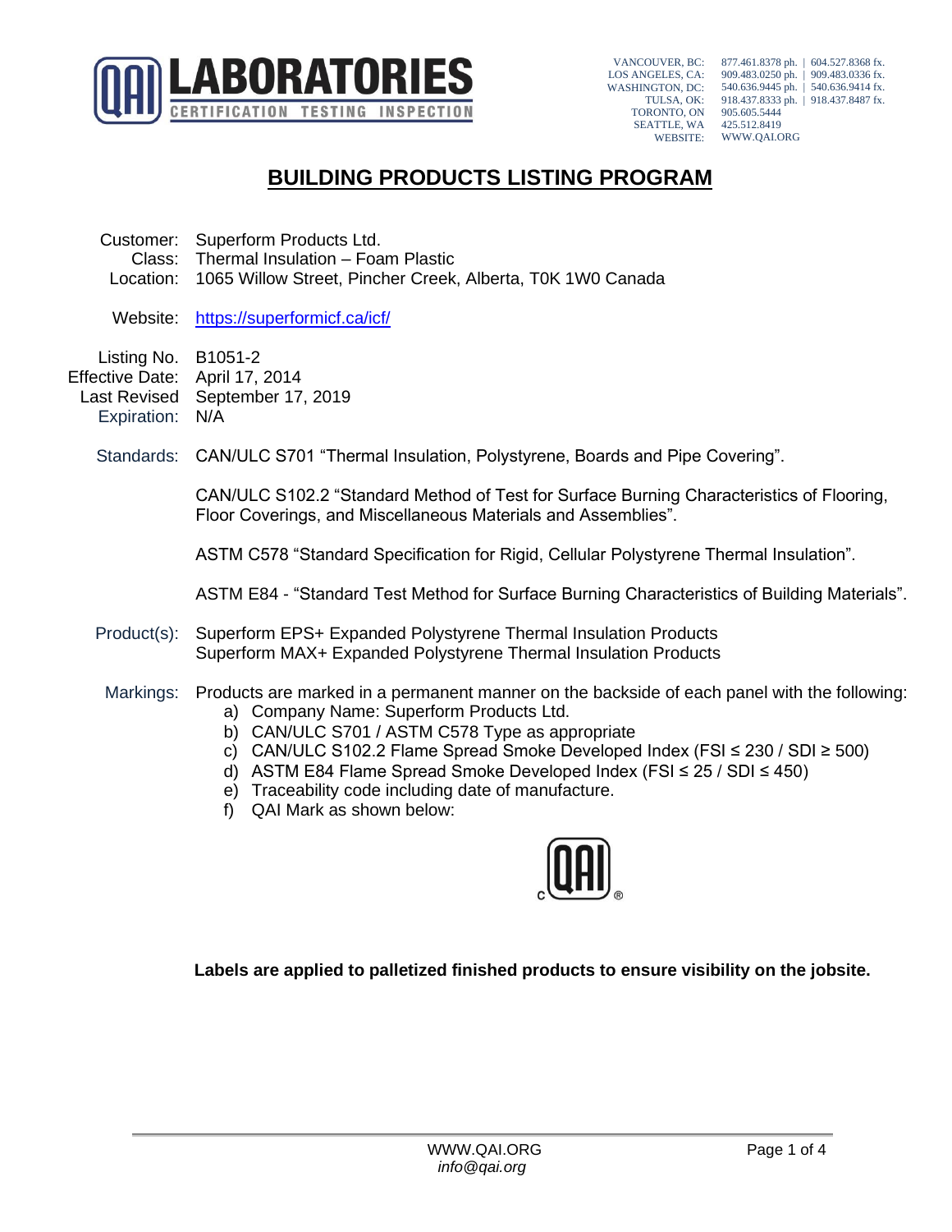**QAI LABORATORIES**
CERTIFICATION TESTING INSPECTION

VANCOUVER, BC: 877.461.8378 ph. | 604.527.8368 fx.
LOS ANGELES, CA: 909.483.0250 ph. | 909.483.0336 fx.
WASHINGTON, DC: 540.636.9445 ph. | 540.636.9414 fx.
TULSA, OK: 918.437.8333 ph. | 918.437.8487 fx.
TORONTO, ON 905.605.5444
SEATTLE, WA 425.512.8419
WEBSITE: WWW.QAI.ORG

# BUILDING PRODUCTS LISTING PROGRAM

Customer: Superform Products Ltd.
Class: Thermal Insulation – Foam Plastic
Location: 1065 Willow Street, Pincher Creek, Alberta, T0K 1W0 Canada

Website: https://superformicf.ca/icf/

Listing No. B1051-2
Effective Date: April 17, 2014
Last Revised September 17, 2019
Expiration: N/A

Standards: CAN/ULC S701 “Thermal Insulation, Polystyrene, Boards and Pipe Covering”.

CAN/ULC S102.2 “Standard Method of Test for Surface Burning Characteristics of Flooring, Floor Coverings, and Miscellaneous Materials and Assemblies”.

ASTM C578 “Standard Specification for Rigid, Cellular Polystyrene Thermal Insulation”.

ASTM E84 - “Standard Test Method for Surface Burning Characteristics of Building Materials”.

Product(s): Superform EPS+ Expanded Polystyrene Thermal Insulation Products
Superform MAX+ Expanded Polystyrene Thermal Insulation Products

Markings: Products are marked in a permanent manner on the backside of each panel with the following:

a) Company Name: Superform Products Ltd.
b) CAN/ULC S701 / ASTM C578 Type as appropriate
c) CAN/ULC S102.2 Flame Spread Smoke Developed Index (FSI ≤ 230 / SDI ≥ 500)
d) ASTM E84 Flame Spread Smoke Developed Index (FSI ≤ 25 / SDI ≤ 450)
e) Traceability code including date of manufacture.
f) QAI Mark as shown below:

**Labels are applied to palletized finished products to ensure visibility on the jobsite.**

WWW.QAI.ORG
*info@qai.org*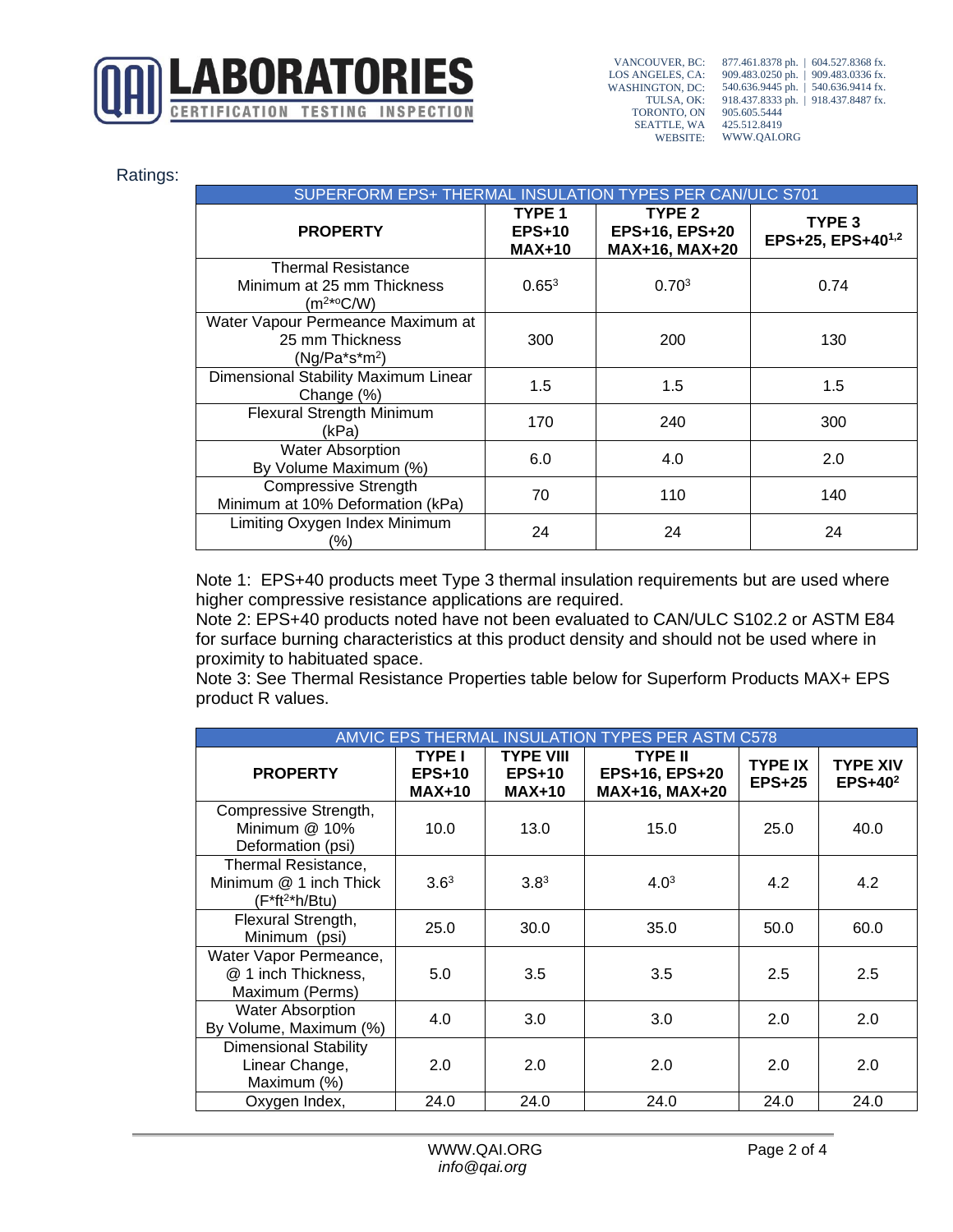Ratings:

| SUPERFORM EPS+ THERMAL INSULATION TYPES PER CAN/ULC S701 | | | |
|---|---|---|---|
| **PROPERTY** | **TYPE 1 EPS+10 MAX+10** | **TYPE 2 EPS+16, EPS+20 MAX+16, MAX+20** | **TYPE 3 EPS+25, EPS+40[1,2]** |
| Thermal Resistance Minimum at 25 mm Thickness ($m^2$*°C/W) | 0.65[3] | 0.70[3] | 0.74 |
| Water Vapour Permeance Maximum at 25 mm Thickness (Ng/Pa*s*$m^2$) | 300 | 200 | 130 |
| Dimensional Stability Maximum Linear Change (%) | 1.5 | 1.5 | 1.5 |
| Flexural Strength Minimum (kPa) | 170 | 240 | 300 |
| Water Absorption By Volume Maximum (%) | 6.0 | 4.0 | 2.0 |
| Compressive Strength Minimum at 10% Deformation (kPa) | 70 | 110 | 140 |
| Limiting Oxygen Index Minimum (%) | 24 | 24 | 24 |

Note 1: EPS+40 products meet Type 3 thermal insulation requirements but are used where higher compressive resistance applications are required.
Note 2: EPS+40 products noted have not been evaluated to CAN/ULC S102.2 or ASTM E84 for surface burning characteristics at this product density and should not be used where in proximity to habituated space.
Note 3: See Thermal Resistance Properties table below for Superform Products MAX+ EPS product R values.

| AMVIC EPS THERMAL INSULATION TYPES PER ASTM C578 | | | | | |
|---|---|---|---|---|---|
| **PROPERTY** | **TYPE I EPS+10 MAX+10** | **TYPE VIII EPS+10 MAX+10** | **TYPE II EPS+16, EPS+20 MAX+16, MAX+20** | **TYPE IX EPS+25** | **TYPE XIV EPS+40[2]** |
| Compressive Strength, Minimum @ 10% Deformation (psi) | 10.0 | 13.0 | 15.0 | 25.0 | 40.0 |
| Thermal Resistance, Minimum @ 1 inch Thick (F*$ft^2$*h/Btu) | 3.6[3] | 3.8[3] | 4.0[3] | 4.2 | 4.2 |
| Flexural Strength, Minimum (psi) | 25.0 | 30.0 | 35.0 | 50.0 | 60.0 |
| Water Vapor Permeance, @ 1 inch Thickness, Maximum (Perms) | 5.0 | 3.5 | 3.5 | 2.5 | 2.5 |
| Water Absorption By Volume, Maximum (%) | 4.0 | 3.0 | 3.0 | 2.0 | 2.0 |
| Dimensional Stability Linear Change, Maximum (%) | 2.0 | 2.0 | 2.0 | 2.0 | 2.0 |
| Oxygen Index, | 24.0 | 24.0 | 24.0 | 24.0 | 24.0 |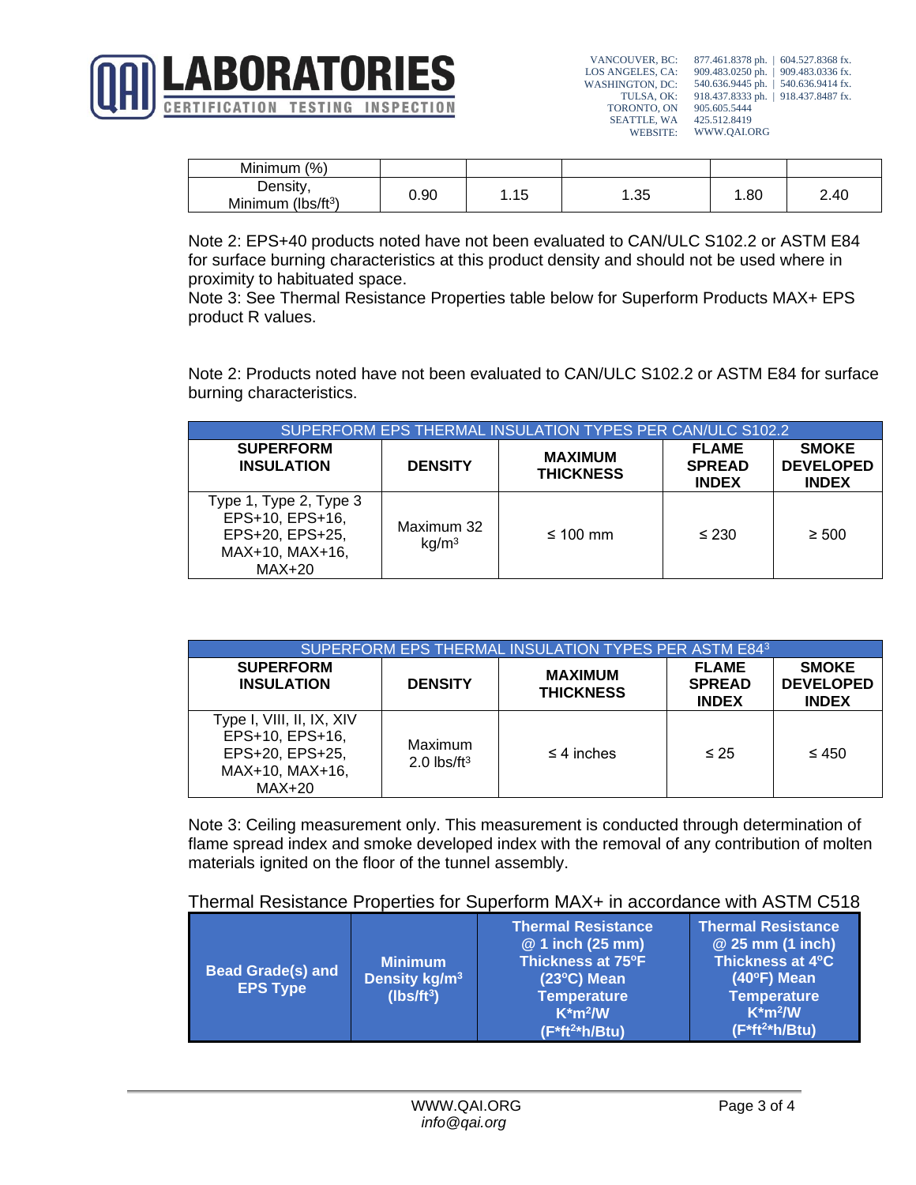| Minimum (%) | | | | | |
|---|---|---|---|---|---|
| Density, Minimum (lbs/ft³) | 0.90 | 1.15 | 1.35 | 1.80 | 2.40 |

Note 2: EPS+40 products noted have not been evaluated to CAN/ULC S102.2 or ASTM E84 for surface burning characteristics at this product density and should not be used where in proximity to habituated space.
Note 3: See Thermal Resistance Properties table below for Superform Products MAX+ EPS product R values.

Note 2: Products noted have not been evaluated to CAN/ULC S102.2 or ASTM E84 for surface burning characteristics.

| SUPERFORM EPS THERMAL INSULATION TYPES PER CAN/ULC S102.2 | | | | |
|---|---|---|---|---|
| **SUPERFORM INSULATION** | **DENSITY** | **MAXIMUM THICKNESS** | **FLAME SPREAD INDEX** | **SMOKE DEVELOPED INDEX** |
| Type 1, Type 2, Type 3 EPS+10, EPS+16, EPS+20, EPS+25, MAX+10, MAX+16, MAX+20 | Maximum 32 kg/m³ | ≤ 100 mm | ≤ 230 | ≥ 500 |

| SUPERFORM EPS THERMAL INSULATION TYPES PER ASTM E84[3] | | | | |
|---|---|---|---|---|
| **SUPERFORM INSULATION** | **DENSITY** | **MAXIMUM THICKNESS** | **FLAME SPREAD INDEX** | **SMOKE DEVELOPED INDEX** |
| Type I, VIII, II, IX, XIV EPS+10, EPS+16, EPS+20, EPS+25, MAX+10, MAX+16, MAX+20 | Maximum 2.0 lbs/ft³ | ≤ 4 inches | ≤ 25 | ≤ 450 |

Note 3: Ceiling measurement only. This measurement is conducted through determination of flame spread index and smoke developed index with the removal of any contribution of molten materials ignited on the floor of the tunnel assembly.

Thermal Resistance Properties for Superform MAX+ in accordance with ASTM C518

| Bead Grade(s) and EPS Type | Minimum Density kg/m³ (lbs/ft³) | Thermal Resistance @ 1 inch (25 mm) Thickness at 75ºF (23ºC) Mean Temperature K*m²/W (F*ft²*h/Btu) | Thermal Resistance @ 25 mm (1 inch) Thickness at 4ºC (40ºF) Mean Temperature K*m²/W (F*ft²*h/Btu) |
|---|---|---|---|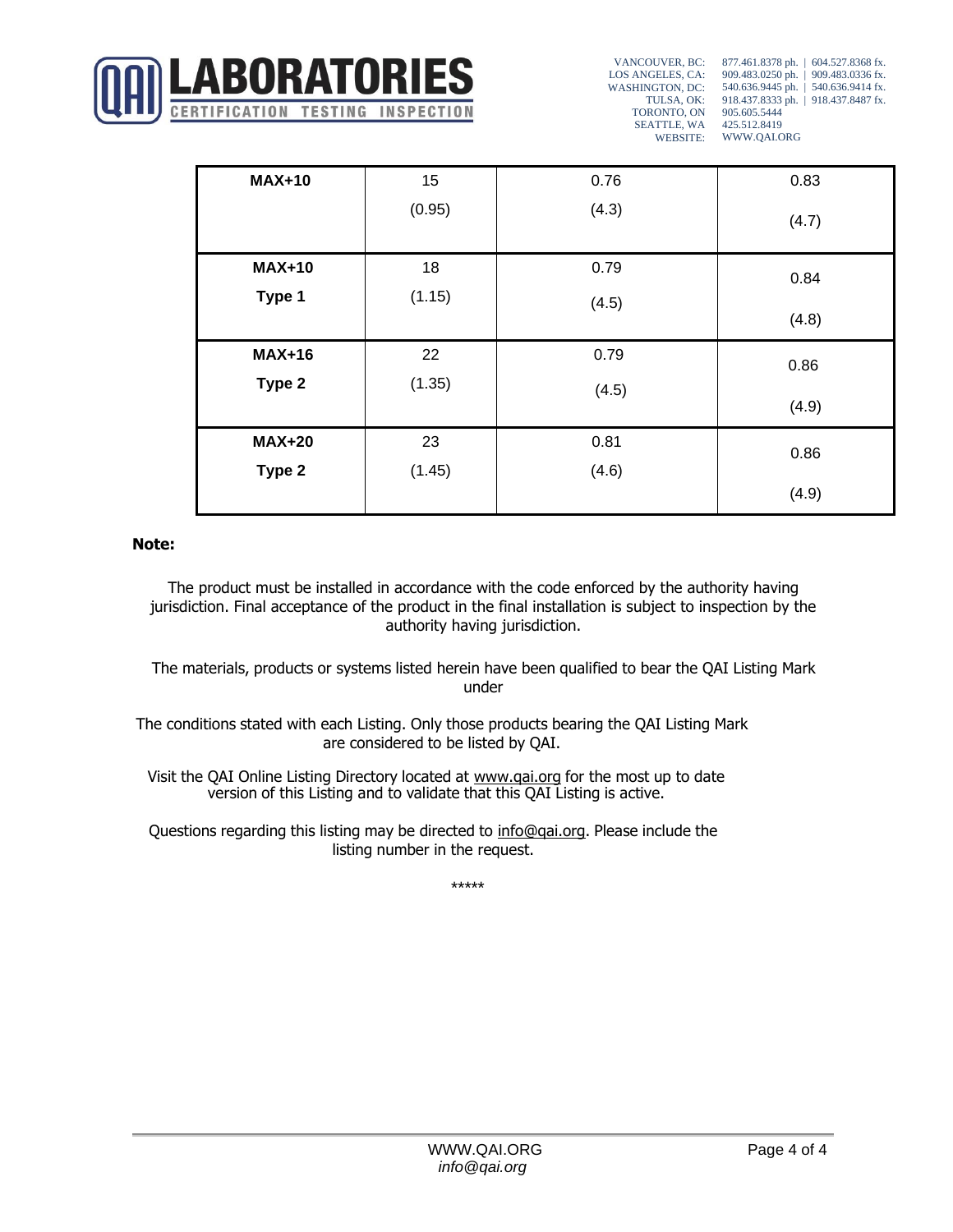| | | | |
|---|---|---|---|
| **MAX+10** | 15<br>(0.95) | 0.76<br>(4.3) | 0.83<br>(4.7) |
| **MAX+10**<br>**Type 1** | 18<br>(1.15) | 0.79<br>(4.5) | 0.84<br>(4.8) |
| **MAX+16**<br>**Type 2** | 22<br>(1.35) | 0.79<br>(4.5) | 0.86<br>(4.9) |
| **MAX+20**<br>**Type 2** | 23<br>(1.45) | 0.81<br>(4.6) | 0.86<br>(4.9) |

**Note:**

The product must be installed in accordance with the code enforced by the authority having jurisdiction. Final acceptance of the product in the final installation is subject to inspection by the authority having jurisdiction.

The materials, products or systems listed herein have been qualified to bear the QAI Listing Mark under

The conditions stated with each Listing. Only those products bearing the QAI Listing Mark are considered to be listed by QAI.

Visit the QAI Online Listing Directory located at www.qai.org for the most up to date version of this Listing and to validate that this QAI Listing is active.

Questions regarding this listing may be directed to info@qai.org. Please include the listing number in the request.

*****